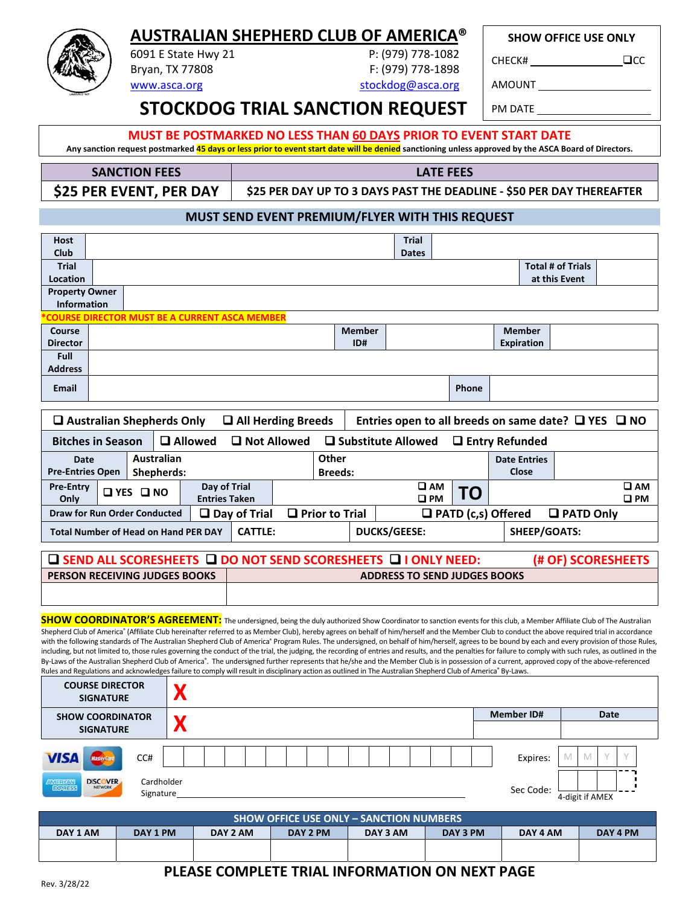# AUSTRALIAN SHEPHERD CLUB OF AMERICA®

6091 E State Hwy 21
Bryan, TX 77808
www.asca.org

P: (979) 778-1082
F: (979) 778-1898
stockdog@asca.org

| SHOW OFFICE USE ONLY |
|---|
| CHECK# ________________ ❑CC |
| AMOUNT ________________ |
| PM DATE ________________ |

## STOCKDOG TRIAL SANCTION REQUEST

**MUST BE POSTMARKED NO LESS THAN 60 DAYS PRIOR TO EVENT START DATE**

Any sanction request postmarked **45 days or less prior to event start date will be denied** sanctioning unless approved by the ASCA Board of Directors.

| SANCTION FEES | LATE FEES |
|---|---|
| $25 PER EVENT, PER DAY | $25 PER DAY UP TO 3 DAYS PAST THE DEADLINE - $50 PER DAY THEREAFTER |

**MUST SEND EVENT PREMIUM/FLYER WITH THIS REQUEST**

| Host Club | | Trial Dates | |
|---|---|---|---|
| Trial Location | | Total # of Trials at this Event | |
| Property Owner Information | | | |

*COURSE DIRECTOR MUST BE A CURRENT ASCA MEMBER

| Course Director | | Member ID# | | Member Expiration | |
|---|---|---|---|---|---|
| Full Address | | | | | |
| Email | | | | Phone | |

| ❑ Australian Shepherds Only | ❑ All Herding Breeds | Entries open to all breeds on same date? ❑ YES ❑ NO | | |
|---|---|---|---|---|
| Bitches in Season | ❑ Allowed | ❑ Not Allowed | ❑ Substitute Allowed | ❑ Entry Refunded |

| Date Pre-Entries Open | Australian Shepherds: | Other Breeds: | Date Entries Close | |
|---|---|---|---|---|
| Pre-Entry Only ❑ YES ❑ NO | Day of Trial Entries Taken | ❑ AM ❑ PM | TO | ❑ AM ❑ PM |
| Draw for Run Order Conducted | ❑ Day of Trial | ❑ Prior to Trial | ❑ PATD (c,s) Offered | ❑ PATD Only |
| Total Number of Head on Hand PER DAY | CATTLE: | DUCKS/GEESE: | SHEEP/GOATS: | |

❑ SEND ALL SCORESHEETS ❑ DO NOT SEND SCORESHEETS ❑ I ONLY NEED: (# OF) SCORESHEETS

| PERSON RECEIVING JUDGES BOOKS | ADDRESS TO SEND JUDGES BOOKS |
|---|---|
| | |

**SHOW COORDINATOR'S AGREEMENT:** The undersigned, being the duly authorized Show Coordinator to sanction events for this club, a Member Affiliate Club of The Australian Shepherd Club of America® (Affiliate Club hereinafter referred to as Member Club), hereby agrees on behalf of him/herself and the Member Club to conduct the above required trial in accordance with the following standards of The Australian Shepherd Club of America® Program Rules. The undersigned, on behalf of him/herself, agrees to be bound by each and every provision of those Rules, including, but not limited to, those rules governing the conduct of the trial, the judging, the recording of entries and results, and the penalties for failure to comply with such rules, as outlined in the By-Laws of the Australian Shepherd Club of America®. The undersigned further represents that he/she and the Member Club is in possession of a current, approved copy of the above-referenced Rules and Regulations and acknowledges failure to comply will result in disciplinary action as outlined in The Australian Shepherd Club of America® By-Laws.

| COURSE DIRECTOR SIGNATURE | X | | |
|---|---|---|---|
| SHOW COORDINATOR SIGNATURE | X | Member ID# | Date |

CC# ________________ Expires: M M Y Y

Cardholder Signature________________ Sec Code: ____ 4-digit if AMEX

| SHOW OFFICE USE ONLY – SANCTION NUMBERS | | | | | | | |
|---|---|---|---|---|---|---|---|
| DAY 1 AM | DAY 1 PM | DAY 2 AM | DAY 2 PM | DAY 3 AM | DAY 3 PM | DAY 4 AM | DAY 4 PM |
| | | | | | | | |

**PLEASE COMPLETE TRIAL INFORMATION ON NEXT PAGE**

Rev. 3/28/22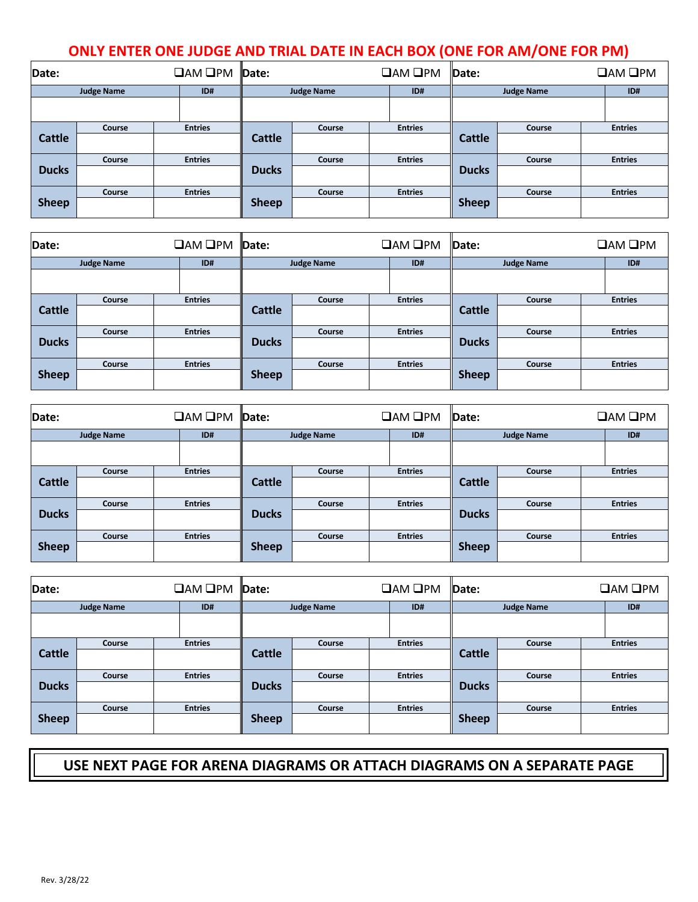**ONLY ENTER ONE JUDGE AND TRIAL DATE IN EACH BOX (ONE FOR AM/ONE FOR PM)**

| Date: | ❑AM ❑PM | | Date: | ❑AM ❑PM | | Date: | ❑AM ❑PM | |
|---|---|---|---|---|---|---|---|---|
| Judge Name | | ID# | Judge Name | | ID# | Judge Name | | ID# |
| | | | | | | | | |
| | Course | Entries | | Course | Entries | | Course | Entries |
| Cattle | | | Cattle | | | Cattle | | |
| | Course | Entries | | Course | Entries | | Course | Entries |
| Ducks | | | Ducks | | | Ducks | | |
| | Course | Entries | | Course | Entries | | Course | Entries |
| Sheep | | | Sheep | | | Sheep | | |

| Date: | ❑AM ❑PM | | Date: | ❑AM ❑PM | | Date: | ❑AM ❑PM | |
|---|---|---|---|---|---|---|---|---|
| Judge Name | | ID# | Judge Name | | ID# | Judge Name | | ID# |
| | | | | | | | | |
| | Course | Entries | | Course | Entries | | Course | Entries |
| Cattle | | | Cattle | | | Cattle | | |
| | Course | Entries | | Course | Entries | | Course | Entries |
| Ducks | | | Ducks | | | Ducks | | |
| | Course | Entries | | Course | Entries | | Course | Entries |
| Sheep | | | Sheep | | | Sheep | | |

| Date: | ❑AM ❑PM | | Date: | ❑AM ❑PM | | Date: | ❑AM ❑PM | |
|---|---|---|---|---|---|---|---|---|
| Judge Name | | ID# | Judge Name | | ID# | Judge Name | | ID# |
| | | | | | | | | |
| | Course | Entries | | Course | Entries | | Course | Entries |
| Cattle | | | Cattle | | | Cattle | | |
| | Course | Entries | | Course | Entries | | Course | Entries |
| Ducks | | | Ducks | | | Ducks | | |
| | Course | Entries | | Course | Entries | | Course | Entries |
| Sheep | | | Sheep | | | Sheep | | |

| Date: | ❑AM ❑PM | | Date: | ❑AM ❑PM | | Date: | ❑AM ❑PM | |
|---|---|---|---|---|---|---|---|---|
| Judge Name | | ID# | Judge Name | | ID# | Judge Name | | ID# |
| | | | | | | | | |
| | Course | Entries | | Course | Entries | | Course | Entries |
| Cattle | | | Cattle | | | Cattle | | |
| | Course | Entries | | Course | Entries | | Course | Entries |
| Ducks | | | Ducks | | | Ducks | | |
| | Course | Entries | | Course | Entries | | Course | Entries |
| Sheep | | | Sheep | | | Sheep | | |

**USE NEXT PAGE FOR ARENA DIAGRAMS OR ATTACH DIAGRAMS ON A SEPARATE PAGE**

Rev. 3/28/22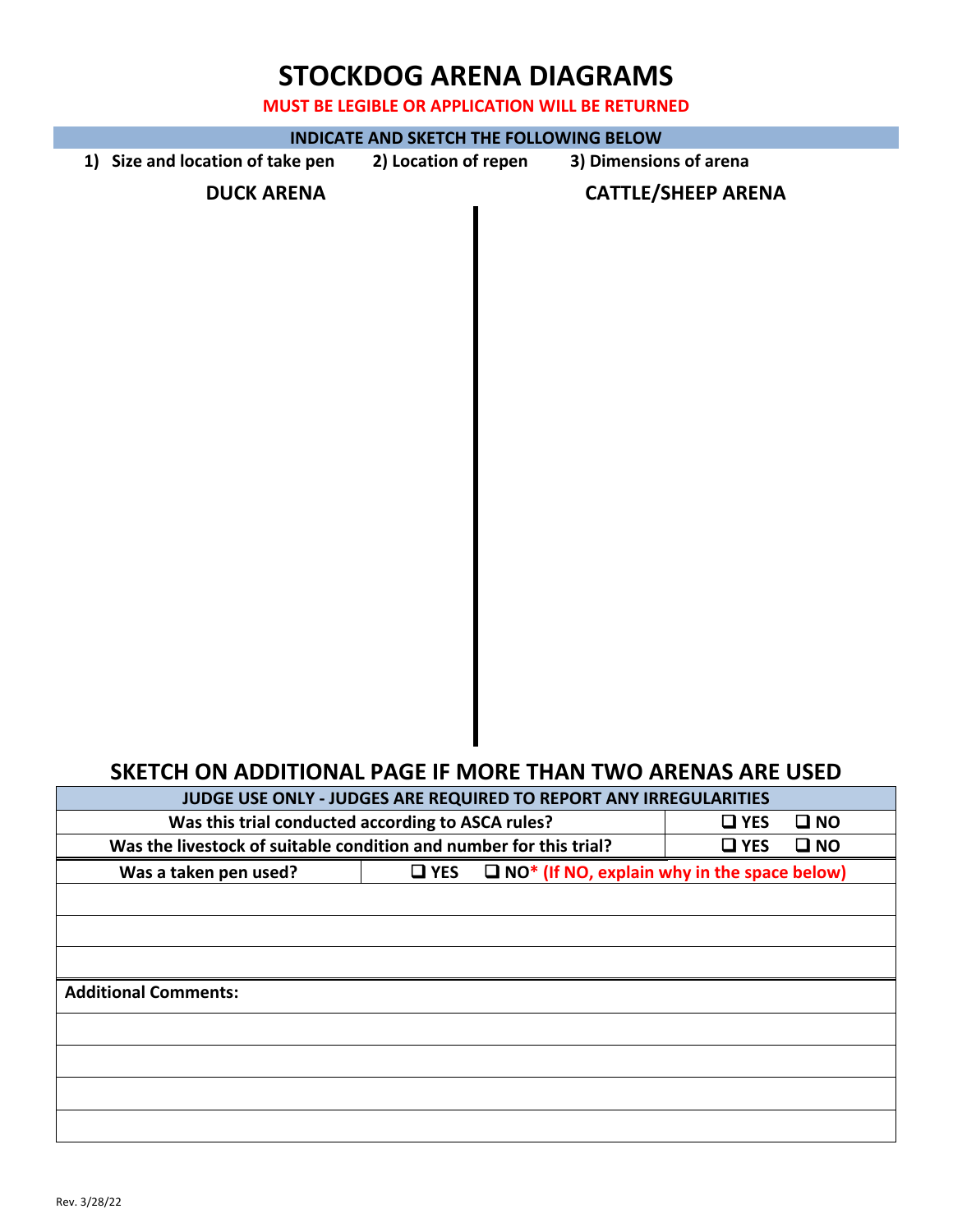# STOCKDOG ARENA DIAGRAMS

**MUST BE LEGIBLE OR APPLICATION WILL BE RETURNED**

**INDICATE AND SKETCH THE FOLLOWING BELOW**

**1) Size and location of take pen** **2) Location of repen** **3) Dimensions of arena**

**DUCK ARENA** | **CATTLE/SHEEP ARENA**

## SKETCH ON ADDITIONAL PAGE IF MORE THAN TWO ARENAS ARE USED

| JUDGE USE ONLY - JUDGES ARE REQUIRED TO REPORT ANY IRREGULARITIES | |
|---|---|
| Was this trial conducted according to ASCA rules? | ❑ YES ❑ NO |
| Was the livestock of suitable condition and number for this trial? | ❑ YES ❑ NO |
| Was a taken pen used? | ❑ YES ❑ NO* (If NO, explain why in the space below) |
| | |
| | |
| | |
| **Additional Comments:** | |
| | |
| | |
| | |
| | |